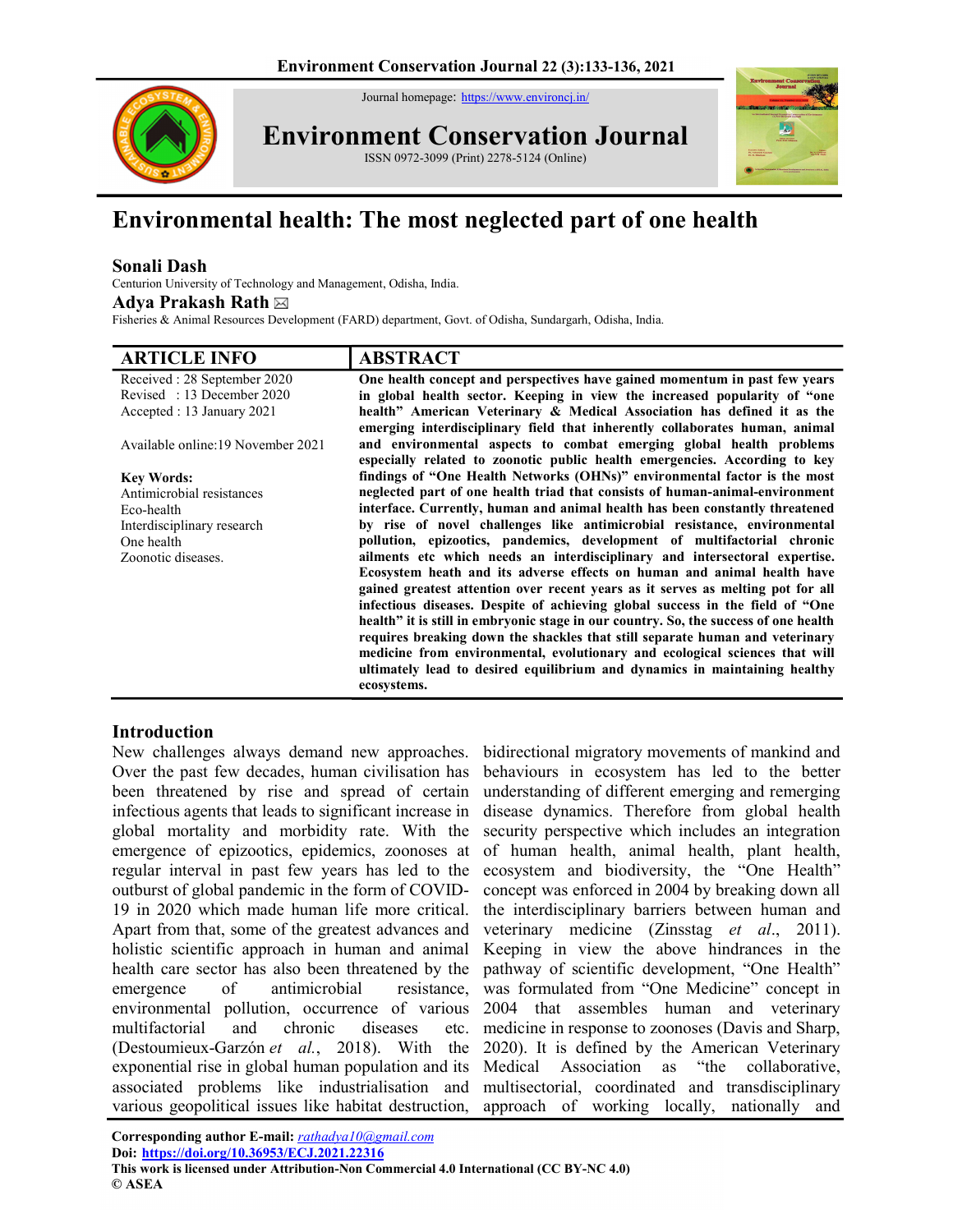# Environmental health: The most neglected part of one health

**Sonali Dash**
Centurion University of Technology and Management, Odisha, India.

**Adya Prakash Rath** ✉
Fisheries & Animal Resources Development (FARD) department, Govt. of Odisha, Sundargarh, Odisha, India.

## ARTICLE INFO

Received : 28 September 2020
Revised : 13 December 2020
Accepted : 13 January 2021

Available online:19 November 2021

**Key Words:**
Antimicrobial resistances
Eco-health
Interdisciplinary research
One health
Zoonotic diseases.

## ABSTRACT

**One health concept and perspectives have gained momentum in past few years in global health sector. Keeping in view the increased popularity of "one health" American Veterinary & Medical Association has defined it as the emerging interdisciplinary field that inherently collaborates human, animal and environmental aspects to combat emerging global health problems especially related to zoonotic public health emergencies. According to key findings of "One Health Networks (OHNs)" environmental factor is the most neglected part of one health triad that consists of human-animal-environment interface. Currently, human and animal health has been constantly threatened by rise of novel challenges like antimicrobial resistance, environmental pollution, epizootics, pandemics, development of multifactorial chronic ailments etc which needs an interdisciplinary and intersectoral expertise. Ecosystem heath and its adverse effects on human and animal health have gained greatest attention over recent years as it serves as melting pot for all infectious diseases. Despite of achieving global success in the field of "One health" it is still in embryonic stage in our country. So, the success of one health requires breaking down the shackles that still separate human and veterinary medicine from environmental, evolutionary and ecological sciences that will ultimately lead to desired equilibrium and dynamics in maintaining healthy ecosystems.**

## Introduction

New challenges always demand new approaches. Over the past few decades, human civilisation has been threatened by rise and spread of certain infectious agents that leads to significant increase in global mortality and morbidity rate. With the emergence of epizootics, epidemics, zoonoses at regular interval in past few years has led to the outburst of global pandemic in the form of COVID-19 in 2020 which made human life more critical. Apart from that, some of the greatest advances and holistic scientific approach in human and animal health care sector has also been threatened by the emergence of antimicrobial resistance, environmental pollution, occurrence of various multifactorial and chronic diseases etc. (Destoumieux-Garzón *et al.*, 2018). With the exponential rise in global human population and its associated problems like industrialisation and various geopolitical issues like habitat destruction, bidirectional migratory movements of mankind and behaviours in ecosystem has led to the better understanding of different emerging and remerging disease dynamics. Therefore from global health security perspective which includes an integration of human health, animal health, plant health, ecosystem and biodiversity, the "One Health" concept was enforced in 2004 by breaking down all the interdisciplinary barriers between human and veterinary medicine (Zinsstag *et al.*, 2011). Keeping in view the above hindrances in the pathway of scientific development, "One Health" was formulated from "One Medicine" concept in 2004 that assembles human and veterinary medicine in response to zoonoses (Davis and Sharp, 2020). It is defined by the American Veterinary Medical Association as "the collaborative, multisectorial, coordinated and transdisciplinary approach of working locally, nationally and

**Corresponding author E-mail:** *rathadya10@gmail.com*
**Doi: https://doi.org/10.36953/ECJ.2021.22316**
**This work is licensed under Attribution-Non Commercial 4.0 International (CC BY-NC 4.0)**
**© ASEA**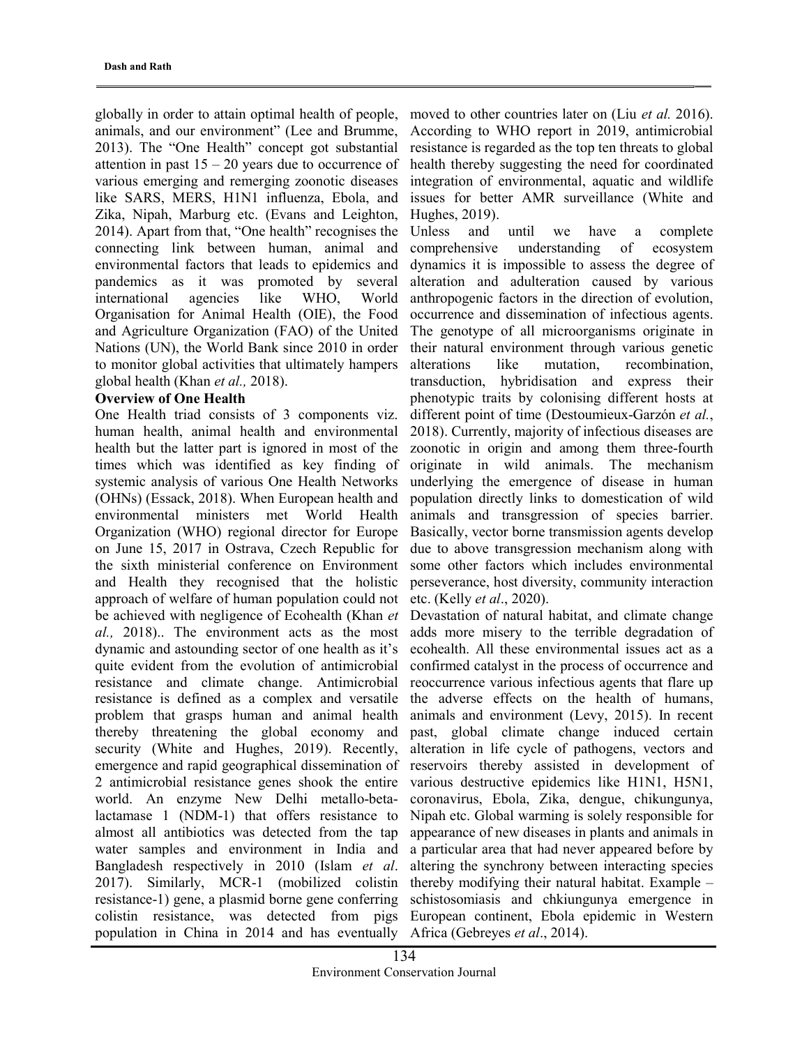globally in order to attain optimal health of people, animals, and our environment" (Lee and Brumme, 2013). The "One Health" concept got substantial attention in past 15 – 20 years due to occurrence of various emerging and remerging zoonotic diseases like SARS, MERS, H1N1 influenza, Ebola, and Zika, Nipah, Marburg etc. (Evans and Leighton, 2014). Apart from that, "One health" recognises the connecting link between human, animal and environmental factors that leads to epidemics and pandemics as it was promoted by several international agencies like WHO, World Organisation for Animal Health (OIE), the Food and Agriculture Organization (FAO) of the United Nations (UN), the World Bank since 2010 in order to monitor global activities that ultimately hampers global health (Khan *et al.,* 2018).

**Overview of One Health**

One Health triad consists of 3 components viz. human health, animal health and environmental health but the latter part is ignored in most of the times which was identified as key finding of systemic analysis of various One Health Networks (OHNs) (Essack, 2018). When European health and environmental ministers met World Health Organization (WHO) regional director for Europe on June 15, 2017 in Ostrava, Czech Republic for the sixth ministerial conference on Environment and Health they recognised that the holistic approach of welfare of human population could not be achieved with negligence of Ecohealth (Khan *et al.,* 2018).. The environment acts as the most dynamic and astounding sector of one health as it's quite evident from the evolution of antimicrobial resistance and climate change. Antimicrobial resistance is defined as a complex and versatile problem that grasps human and animal health thereby threatening the global economy and security (White and Hughes, 2019). Recently, emergence and rapid geographical dissemination of 2 antimicrobial resistance genes shook the entire world. An enzyme New Delhi metallo-beta-lactamase 1 (NDM-1) that offers resistance to almost all antibiotics was detected from the tap water samples and environment in India and Bangladesh respectively in 2010 (Islam *et al*. 2017). Similarly, MCR-1 (mobilized colistin resistance-1) gene, a plasmid borne gene conferring colistin resistance, was detected from pigs population in China in 2014 and has eventually moved to other countries later on (Liu *et al.* 2016). According to WHO report in 2019, antimicrobial resistance is regarded as the top ten threats to global health thereby suggesting the need for coordinated integration of environmental, aquatic and wildlife issues for better AMR surveillance (White and Hughes, 2019).

Unless and until we have a complete comprehensive understanding of ecosystem dynamics it is impossible to assess the degree of alteration and adulteration caused by various anthropogenic factors in the direction of evolution, occurrence and dissemination of infectious agents. The genotype of all microorganisms originate in their natural environment through various genetic alterations like mutation, recombination, transduction, hybridisation and express their phenotypic traits by colonising different hosts at different point of time (Destoumieux-Garzón *et al.*, 2018). Currently, majority of infectious diseases are zoonotic in origin and among them three-fourth originate in wild animals. The mechanism underlying the emergence of disease in human population directly links to domestication of wild animals and transgression of species barrier. Basically, vector borne transmission agents develop due to above transgression mechanism along with some other factors which includes environmental perseverance, host diversity, community interaction etc. (Kelly *et al*., 2020).

Devastation of natural habitat, and climate change adds more misery to the terrible degradation of ecohealth. All these environmental issues act as a confirmed catalyst in the process of occurrence and reoccurrence various infectious agents that flare up the adverse effects on the health of humans, animals and environment (Levy, 2015). In recent past, global climate change induced certain alteration in life cycle of pathogens, vectors and reservoirs thereby assisted in development of various destructive epidemics like H1N1, H5N1, coronavirus, Ebola, Zika, dengue, chikungunya, Nipah etc. Global warming is solely responsible for appearance of new diseases in plants and animals in a particular area that had never appeared before by altering the synchrony between interacting species thereby modifying their natural habitat. Example – schistosomiasis and chkiungunya emergence in European continent, Ebola epidemic in Western Africa (Gebreyes *et al*., 2014).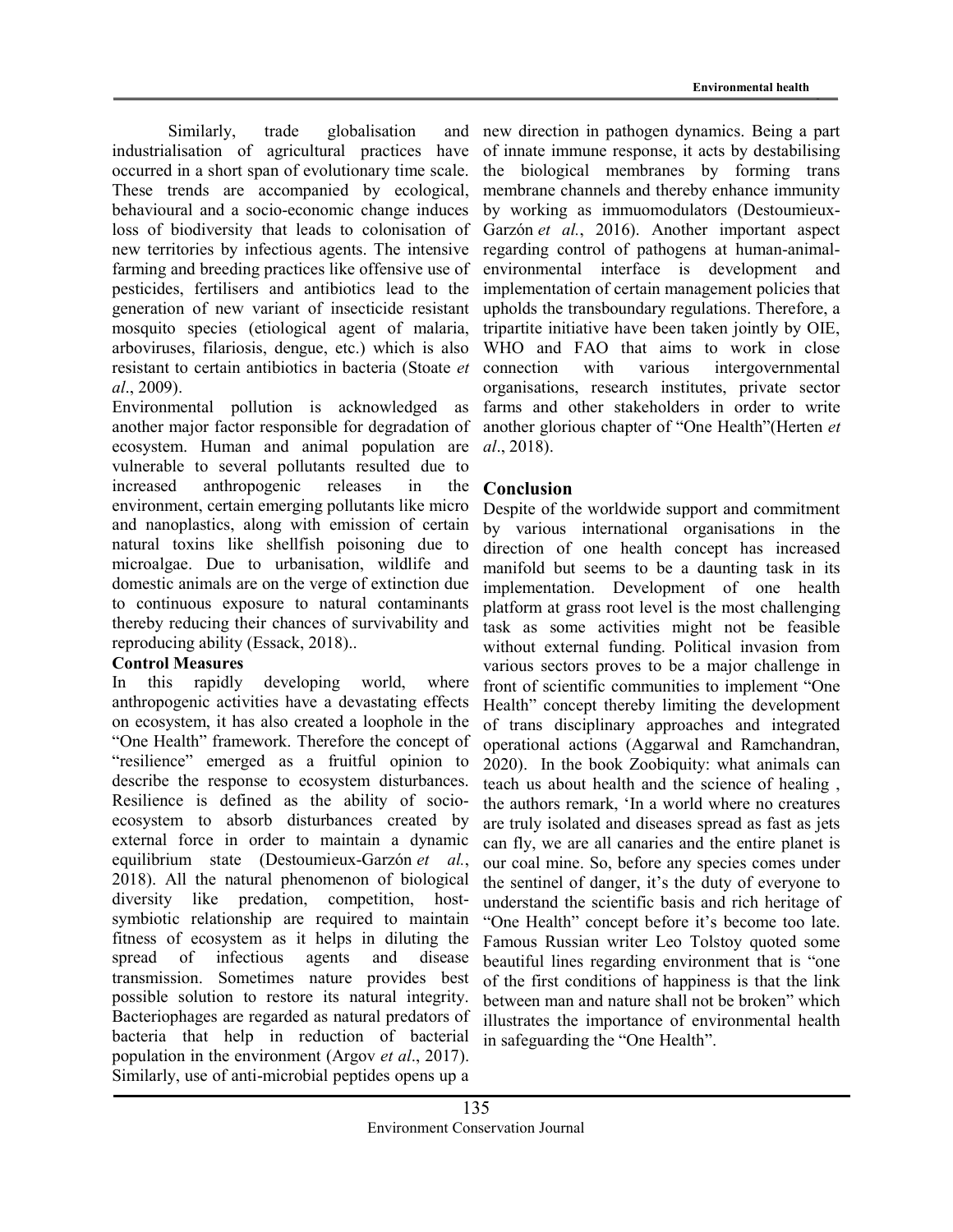Similarly, trade globalisation and industrialisation of agricultural practices have occurred in a short span of evolutionary time scale. These trends are accompanied by ecological, behavioural and a socio-economic change induces loss of biodiversity that leads to colonisation of new territories by infectious agents. The intensive farming and breeding practices like offensive use of pesticides, fertilisers and antibiotics lead to the generation of new variant of insecticide resistant mosquito species (etiological agent of malaria, arboviruses, filariosis, dengue, etc.) which is also resistant to certain antibiotics in bacteria (Stoate *et al*., 2009).

Environmental pollution is acknowledged as another major factor responsible for degradation of ecosystem. Human and animal population are vulnerable to several pollutants resulted due to increased anthropogenic releases in the environment, certain emerging pollutants like micro and nanoplastics, along with emission of certain natural toxins like shellfish poisoning due to microalgae. Due to urbanisation, wildlife and domestic animals are on the verge of extinction due to continuous exposure to natural contaminants thereby reducing their chances of survivability and reproducing ability (Essack, 2018)..

**Control Measures**

In this rapidly developing world, where anthropogenic activities have a devastating effects on ecosystem, it has also created a loophole in the "One Health" framework. Therefore the concept of "resilience" emerged as a fruitful opinion to describe the response to ecosystem disturbances. Resilience is defined as the ability of socio-ecosystem to absorb disturbances created by external force in order to maintain a dynamic equilibrium state (Destoumieux-Garzón *et al.*, 2018). All the natural phenomenon of biological diversity like predation, competition, host-symbiotic relationship are required to maintain fitness of ecosystem as it helps in diluting the spread of infectious agents and disease transmission. Sometimes nature provides best possible solution to restore its natural integrity. Bacteriophages are regarded as natural predators of bacteria that help in reduction of bacterial population in the environment (Argov *et al*., 2017). Similarly, use of anti-microbial peptides opens up a new direction in pathogen dynamics. Being a part of innate immune response, it acts by destabilising the biological membranes by forming trans membrane channels and thereby enhance immunity by working as immuomodulators (Destoumieux-Garzón *et al.*, 2016). Another important aspect regarding control of pathogens at human-animal-environmental interface is development and implementation of certain management policies that upholds the transboundary regulations. Therefore, a tripartite initiative have been taken jointly by OIE, WHO and FAO that aims to work in close connection with various intergovernmental organisations, research institutes, private sector farms and other stakeholders in order to write another glorious chapter of "One Health"(Herten *et al*., 2018).

## Conclusion

Despite of the worldwide support and commitment by various international organisations in the direction of one health concept has increased manifold but seems to be a daunting task in its implementation. Development of one health platform at grass root level is the most challenging task as some activities might not be feasible without external funding. Political invasion from various sectors proves to be a major challenge in front of scientific communities to implement "One Health" concept thereby limiting the development of trans disciplinary approaches and integrated operational actions (Aggarwal and Ramchandran, 2020). In the book Zoobiquity: what animals can teach us about health and the science of healing , the authors remark, 'In a world where no creatures are truly isolated and diseases spread as fast as jets can fly, we are all canaries and the entire planet is our coal mine. So, before any species comes under the sentinel of danger, it's the duty of everyone to understand the scientific basis and rich heritage of "One Health" concept before it's become too late. Famous Russian writer Leo Tolstoy quoted some beautiful lines regarding environment that is "one of the first conditions of happiness is that the link between man and nature shall not be broken" which illustrates the importance of environmental health in safeguarding the "One Health".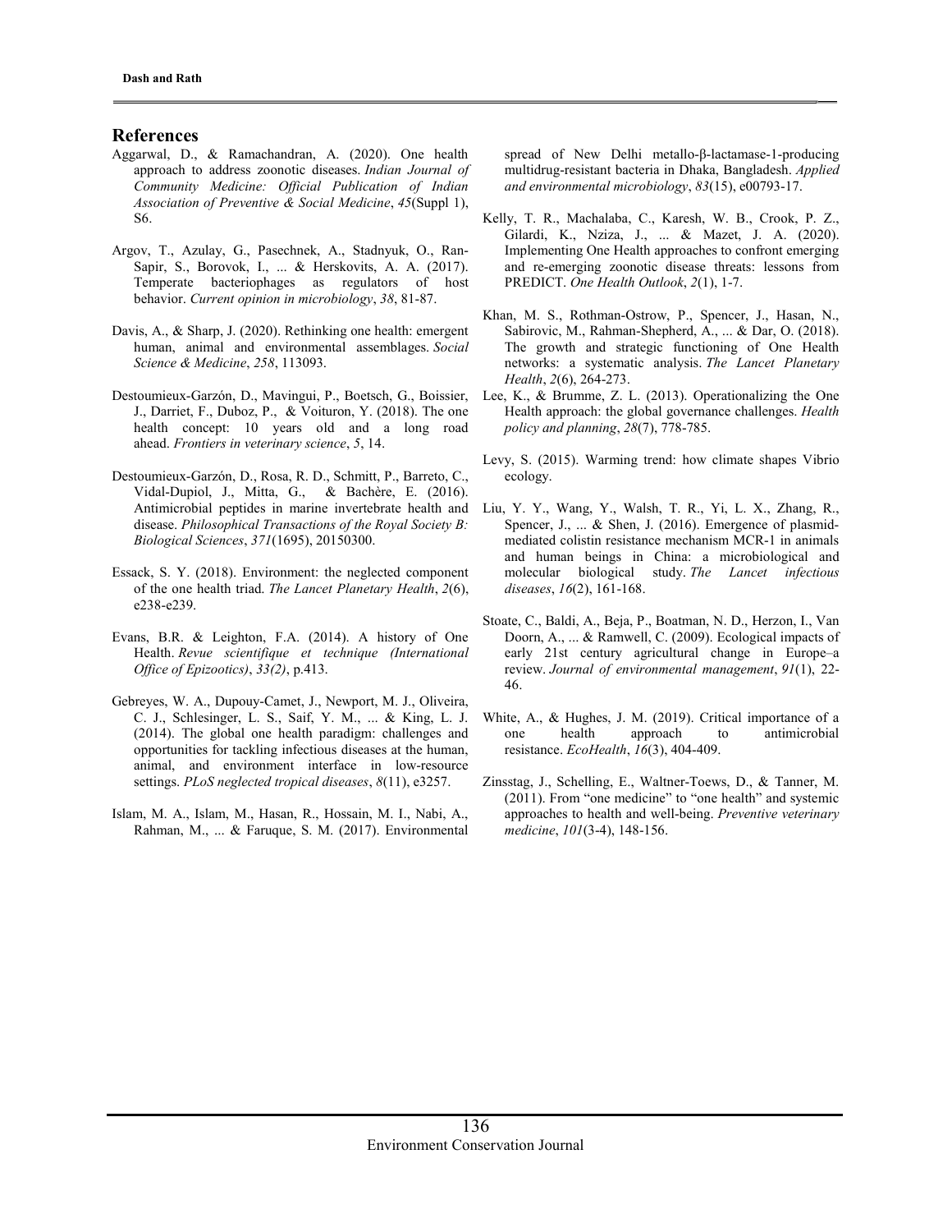## References

Aggarwal, D., & Ramachandran, A. (2020). One health approach to address zoonotic diseases. *Indian Journal of Community Medicine: Official Publication of Indian Association of Preventive & Social Medicine*, *45*(Suppl 1), S6.

Argov, T., Azulay, G., Pasechnek, A., Stadnyuk, O., Ran-Sapir, S., Borovok, I., ... & Herskovits, A. A. (2017). Temperate bacteriophages as regulators of host behavior. *Current opinion in microbiology*, *38*, 81-87.

Davis, A., & Sharp, J. (2020). Rethinking one health: emergent human, animal and environmental assemblages. *Social Science & Medicine*, *258*, 113093.

Destoumieux-Garzón, D., Mavingui, P., Boetsch, G., Boissier, J., Darriet, F., Duboz, P., & Voituron, Y. (2018). The one health concept: 10 years old and a long road ahead. *Frontiers in veterinary science*, *5*, 14.

Destoumieux-Garzón, D., Rosa, R. D., Schmitt, P., Barreto, C., Vidal-Dupiol, J., Mitta, G., & Bachère, E. (2016). Antimicrobial peptides in marine invertebrate health and disease. *Philosophical Transactions of the Royal Society B: Biological Sciences*, *371*(1695), 20150300.

Essack, S. Y. (2018). Environment: the neglected component of the one health triad. *The Lancet Planetary Health*, *2*(6), e238-e239.

Evans, B.R. & Leighton, F.A. (2014). A history of One Health. *Revue scientifique et technique (International Office of Epizootics)*, *33(2)*, p.413.

Gebreyes, W. A., Dupouy-Camet, J., Newport, M. J., Oliveira, C. J., Schlesinger, L. S., Saif, Y. M., ... & King, L. J. (2014). The global one health paradigm: challenges and opportunities for tackling infectious diseases at the human, animal, and environment interface in low-resource settings. *PLoS neglected tropical diseases*, *8*(11), e3257.

Islam, M. A., Islam, M., Hasan, R., Hossain, M. I., Nabi, A., Rahman, M., ... & Faruque, S. M. (2017). Environmental spread of New Delhi metallo-β-lactamase-1-producing multidrug-resistant bacteria in Dhaka, Bangladesh. *Applied and environmental microbiology*, *83*(15), e00793-17.

Kelly, T. R., Machalaba, C., Karesh, W. B., Crook, P. Z., Gilardi, K., Nziza, J., ... & Mazet, J. A. (2020). Implementing One Health approaches to confront emerging and re-emerging zoonotic disease threats: lessons from PREDICT. *One Health Outlook*, *2*(1), 1-7.

Khan, M. S., Rothman-Ostrow, P., Spencer, J., Hasan, N., Sabirovic, M., Rahman-Shepherd, A., ... & Dar, O. (2018). The growth and strategic functioning of One Health networks: a systematic analysis. *The Lancet Planetary Health*, *2*(6), 264-273.

Lee, K., & Brumme, Z. L. (2013). Operationalizing the One Health approach: the global governance challenges. *Health policy and planning*, *28*(7), 778-785.

Levy, S. (2015). Warming trend: how climate shapes Vibrio ecology.

Liu, Y. Y., Wang, Y., Walsh, T. R., Yi, L. X., Zhang, R., Spencer, J., ... & Shen, J. (2016). Emergence of plasmid-mediated colistin resistance mechanism MCR-1 in animals and human beings in China: a microbiological and molecular biological study. *The Lancet infectious diseases*, *16*(2), 161-168.

Stoate, C., Baldi, A., Beja, P., Boatman, N. D., Herzon, I., Van Doorn, A., ... & Ramwell, C. (2009). Ecological impacts of early 21st century agricultural change in Europe–a review. *Journal of environmental management*, *91*(1), 22-46.

White, A., & Hughes, J. M. (2019). Critical importance of a one health approach to antimicrobial resistance. *EcoHealth*, *16*(3), 404-409.

Zinsstag, J., Schelling, E., Waltner-Toews, D., & Tanner, M. (2011). From "one medicine" to "one health" and systemic approaches to health and well-being. *Preventive veterinary medicine*, *101*(3-4), 148-156.